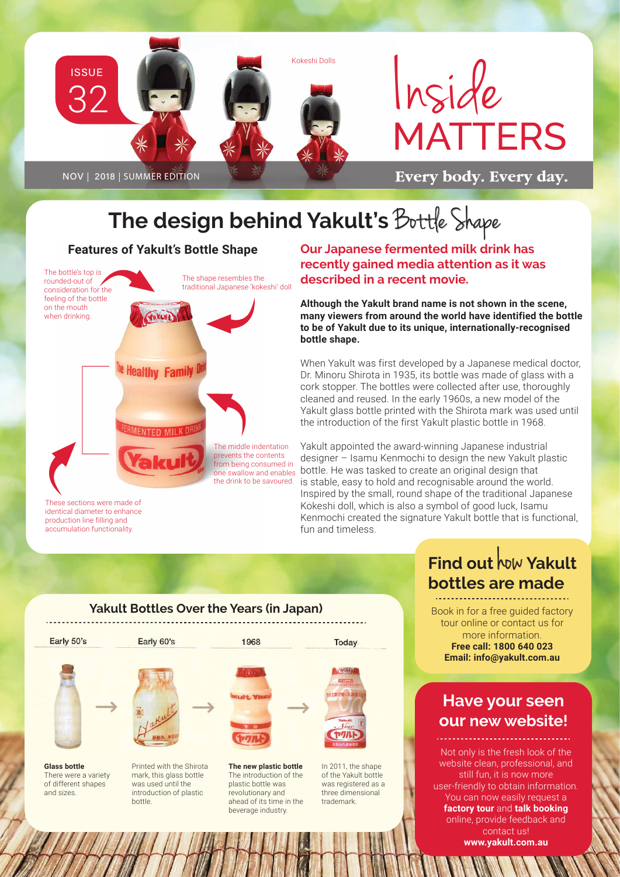ISSUE 32

Kokeshi Dolls

# Inside MATTERS

NOV | 2018 | SUMMER EDITION

**Every body. Every day.**

## The design behind Yakult's Bottle Shape

### Features of Yakult's Bottle Shape

The bottle's top is rounded-out of consideration for the feeling of the bottle on the mouth when drinking.

The shape resembles the traditional Japanese 'kokeshi' doll

The middle indentation prevents the contents from being consumed in one swallow and enables the drink to be savoured.

These sections were made of identical diameter to enhance production line filling and accumulation functionality.

**Our Japanese fermented milk drink has recently gained media attention as it was described in a recent movie.**

**Although the Yakult brand name is not shown in the scene, many viewers from around the world have identified the bottle to be of Yakult due to its unique, internationally-recognised bottle shape.**

When Yakult was first developed by a Japanese medical doctor, Dr. Minoru Shirota in 1935, its bottle was made of glass with a cork stopper. The bottles were collected after use, thoroughly cleaned and reused. In the early 1960s, a new model of the Yakult glass bottle printed with the Shirota mark was used until the introduction of the first Yakult plastic bottle in 1968.

Yakult appointed the award-winning Japanese industrial designer – Isamu Kenmochi to design the new Yakult plastic bottle. He was tasked to create an original design that is stable, easy to hold and recognisable around the world. Inspired by the small, round shape of the traditional Japanese Kokeshi doll, which is also a symbol of good luck, Isamu Kenmochi created the signature Yakult bottle that is functional, fun and timeless.

### Yakult Bottles Over the Years (in Japan)

| Early 50's | Early 60's | 1968 | Today |
|---|---|---|---|
| **Glass bottle** There were a variety of different shapes and sizes. | Printed with the Shirota mark, this glass bottle was used until the introduction of plastic bottle. | **The new plastic bottle** The introduction of the plastic bottle was revolutionary and ahead of its time in the beverage industry. | In 2011, the shape of the Yakult bottle was registered as a three dimensional trademark. |

### Find out how Yakult bottles are made

Book in for a free guided factory tour online or contact us for more information.
**Free call: 1800 640 023**
**Email: info@yakult.com.au**

### Have your seen our new website!

Not only is the fresh look of the website clean, professional, and still fun, it is now more user-friendly to obtain information. You can now easily request a **factory tour** and **talk booking** online, provide feedback and contact us!
**www.yakult.com.au**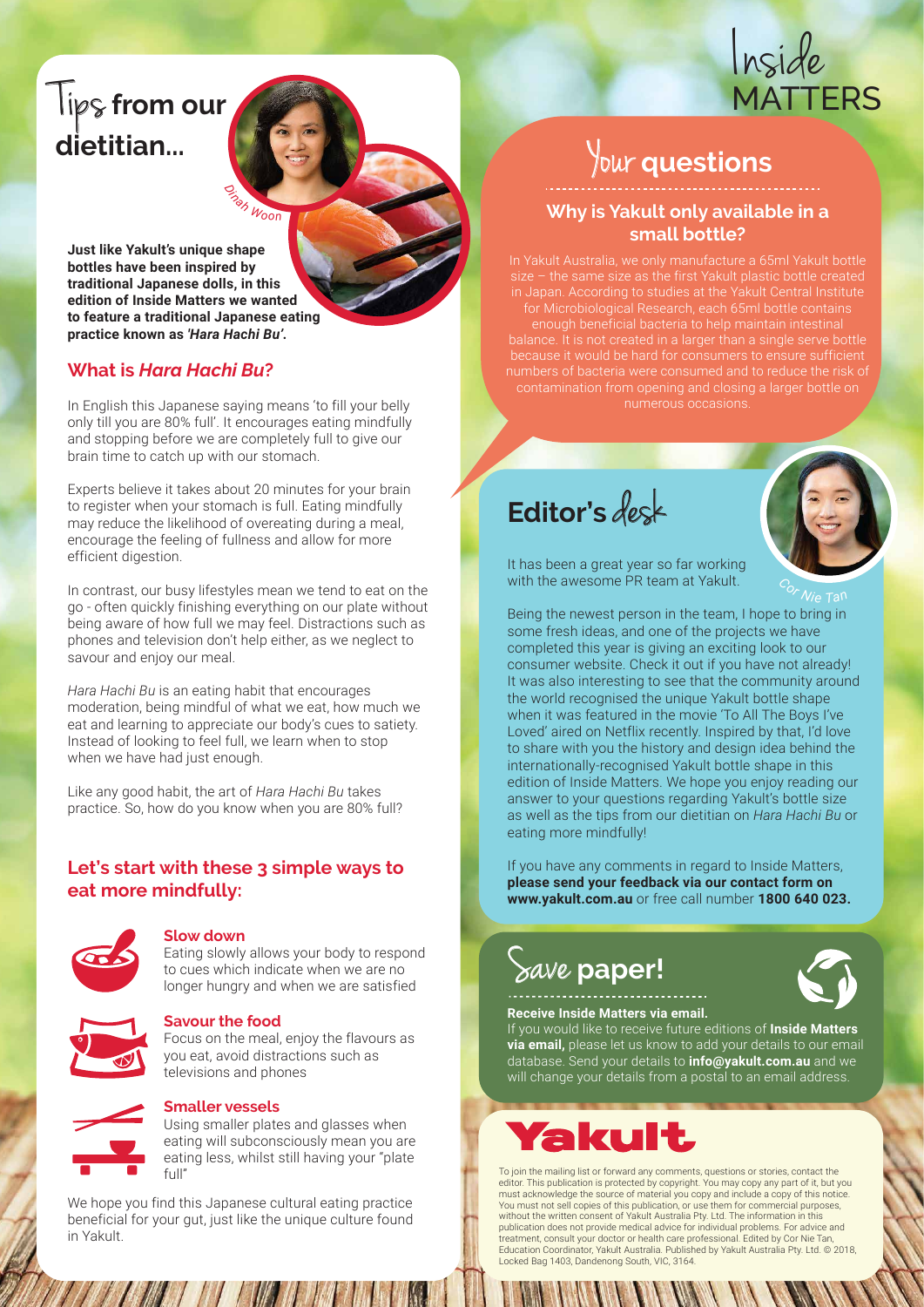# Tips from our dietitian...

Dinah Woon

**Just like Yakult's unique shape bottles have been inspired by traditional Japanese dolls, in this edition of Inside Matters we wanted to feature a traditional Japanese eating practice known as *'Hara Hachi Bu'*.**

## What is *Hara Hachi Bu*?

In English this Japanese saying means 'to fill your belly only till you are 80% full'. It encourages eating mindfully and stopping before we are completely full to give our brain time to catch up with our stomach.

Experts believe it takes about 20 minutes for your brain to register when your stomach is full. Eating mindfully may reduce the likelihood of overeating during a meal, encourage the feeling of fullness and allow for more efficient digestion.

In contrast, our busy lifestyles mean we tend to eat on the go - often quickly finishing everything on our plate without being aware of how full we may feel. Distractions such as phones and television don't help either, as we neglect to savour and enjoy our meal.

*Hara Hachi Bu* is an eating habit that encourages moderation, being mindful of what we eat, how much we eat and learning to appreciate our body's cues to satiety. Instead of looking to feel full, we learn when to stop when we have had just enough.

Like any good habit, the art of *Hara Hachi Bu* takes practice. So, how do you know when you are 80% full?

## Let's start with these 3 simple ways to eat more mindfully:

**Slow down**
Eating slowly allows your body to respond to cues which indicate when we are no longer hungry and when we are satisfied

**Savour the food**
Focus on the meal, enjoy the flavours as you eat, avoid distractions such as televisions and phones

**Smaller vessels**
Using smaller plates and glasses when eating will subconsciously mean you are eating less, whilst still having your "plate full"

We hope you find this Japanese cultural eating practice beneficial for your gut, just like the unique culture found in Yakult.

# Inside MATTERS

## Your questions

### Why is Yakult only available in a small bottle?

In Yakult Australia, we only manufacture a 65ml Yakult bottle size – the same size as the first Yakult plastic bottle created in Japan. According to studies at the Yakult Central Institute for Microbiological Research, each 65ml bottle contains enough beneficial bacteria to help maintain intestinal balance. It is not created in a larger than a single serve bottle because it would be hard for consumers to ensure sufficient numbers of bacteria were consumed and to reduce the risk of contamination from opening and closing a larger bottle on numerous occasions.

## Editor's desk

Cor Nie Tan

It has been a great year so far working with the awesome PR team at Yakult.

Being the newest person in the team, I hope to bring in some fresh ideas, and one of the projects we have completed this year is giving an exciting look to our consumer website. Check it out if you have not already! It was also interesting to see that the community around the world recognised the unique Yakult bottle shape when it was featured in the movie 'To All The Boys I've Loved' aired on Netflix recently. Inspired by that, I'd love to share with you the history and design idea behind the internationally-recognised Yakult bottle shape in this edition of Inside Matters. We hope you enjoy reading our answer to your questions regarding Yakult's bottle size as well as the tips from our dietitian on *Hara Hachi Bu* or eating more mindfully!

If you have any comments in regard to Inside Matters, **please send your feedback via our contact form on www.yakult.com.au** or free call number **1800 640 023.**

## Save paper!

**Receive Inside Matters via email.**
If you would like to receive future editions of **Inside Matters via email,** please let us know to add your details to our email database. Send your details to **info@yakult.com.au** and we will change your details from a postal to an email address.

**Yakult**

To join the mailing list or forward any comments, questions or stories, contact the editor. This publication is protected by copyright. You may copy any part of it, but you must acknowledge the source of material you copy and include a copy of this notice. You must not sell copies of this publication, or use them for commercial purposes, without the written consent of Yakult Australia Pty. Ltd. The information in this publication does not provide medical advice for individual problems. For advice and treatment, consult your doctor or health care professional. Edited by Cor Nie Tan, Education Coordinator, Yakult Australia. Published by Yakult Australia Pty. Ltd. © 2018, Locked Bag 1403, Dandenong South, VIC, 3164.